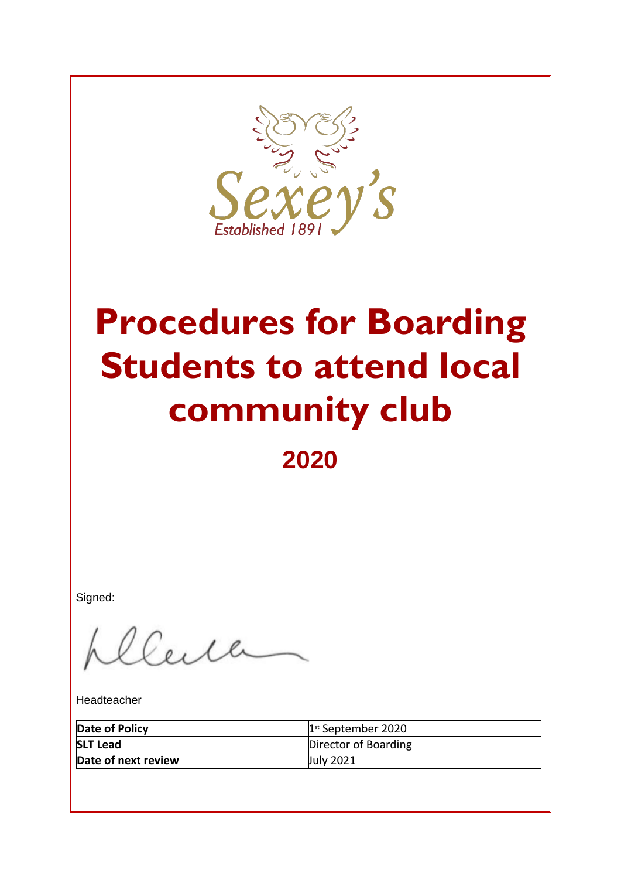Sexey's

Established 1891

# Procedures for Boarding Students to attend local community club

## 2020

Signed:

Headteacher

| | |
|---|---|
| **Date of Policy** | 1st September 2020 |
| **SLT Lead** | Director of Boarding |
| **Date of next review** | July 2021 |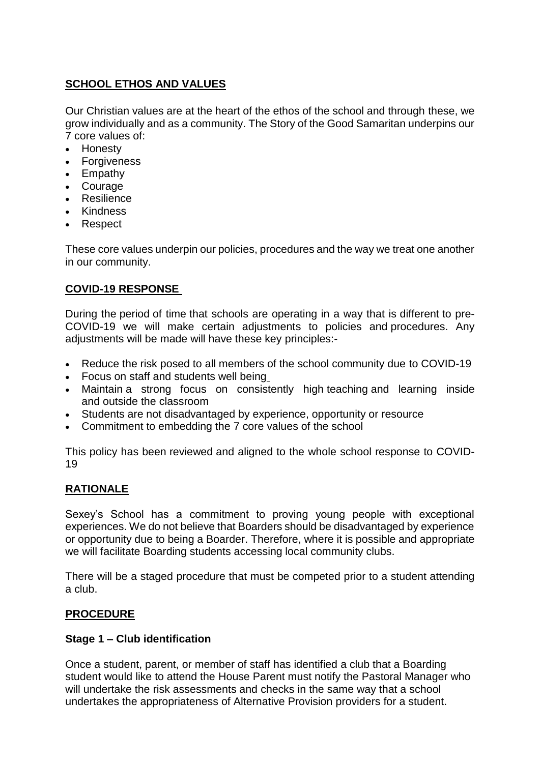## SCHOOL ETHOS AND VALUES

Our Christian values are at the heart of the ethos of the school and through these, we grow individually and as a community. The Story of the Good Samaritan underpins our 7 core values of:

- Honesty
- Forgiveness
- Empathy
- Courage
- Resilience
- Kindness
- Respect

These core values underpin our policies, procedures and the way we treat one another in our community.

## COVID-19 RESPONSE

During the period of time that schools are operating in a way that is different to pre-COVID-19 we will make certain adjustments to policies and procedures. Any adjustments will be made will have these key principles:-

- Reduce the risk posed to all members of the school community due to COVID-19
- Focus on staff and students well being
- Maintain a strong focus on consistently high teaching and learning inside and outside the classroom
- Students are not disadvantaged by experience, opportunity or resource
- Commitment to embedding the 7 core values of the school

This policy has been reviewed and aligned to the whole school response to COVID-19

## RATIONALE

Sexey's School has a commitment to proving young people with exceptional experiences. We do not believe that Boarders should be disadvantaged by experience or opportunity due to being a Boarder. Therefore, where it is possible and appropriate we will facilitate Boarding students accessing local community clubs.

There will be a staged procedure that must be competed prior to a student attending a club.

## PROCEDURE

### Stage 1 – Club identification

Once a student, parent, or member of staff has identified a club that a Boarding student would like to attend the House Parent must notify the Pastoral Manager who will undertake the risk assessments and checks in the same way that a school undertakes the appropriateness of Alternative Provision providers for a student.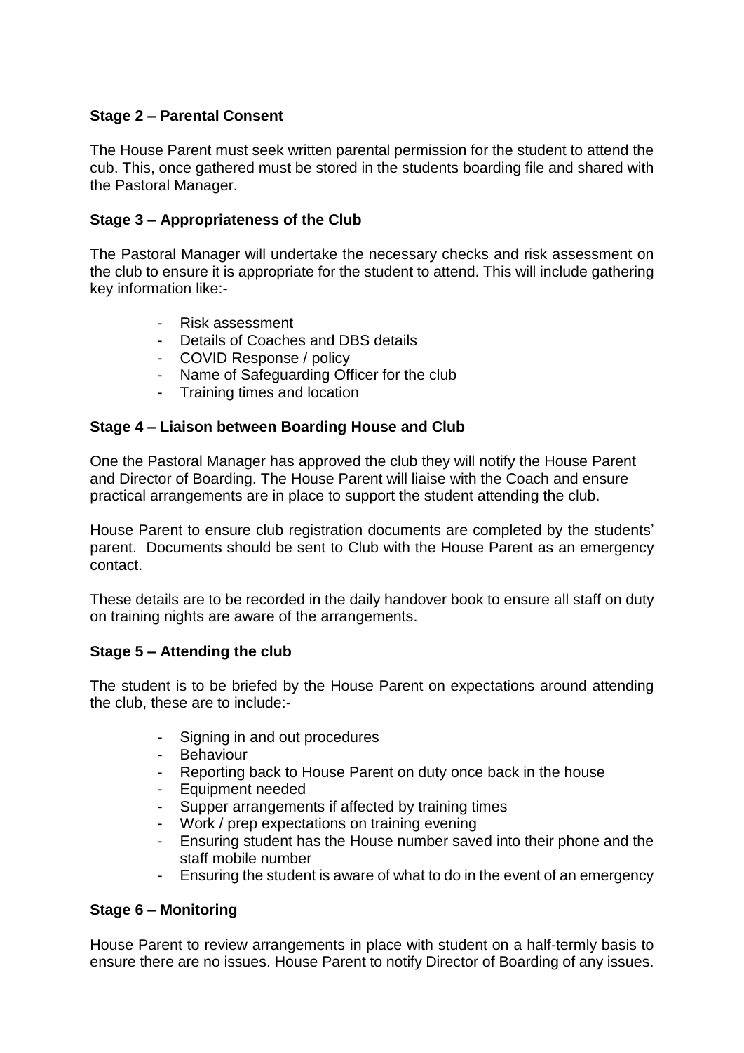**Stage 2 – Parental Consent**

The House Parent must seek written parental permission for the student to attend the cub. This, once gathered must be stored in the students boarding file and shared with the Pastoral Manager.

**Stage 3 – Appropriateness of the Club**

The Pastoral Manager will undertake the necessary checks and risk assessment on the club to ensure it is appropriate for the student to attend. This will include gathering key information like:-

- Risk assessment
- Details of Coaches and DBS details
- COVID Response / policy
- Name of Safeguarding Officer for the club
- Training times and location

**Stage 4 – Liaison between Boarding House and Club**

One the Pastoral Manager has approved the club they will notify the House Parent and Director of Boarding. The House Parent will liaise with the Coach and ensure practical arrangements are in place to support the student attending the club.

House Parent to ensure club registration documents are completed by the students' parent. Documents should be sent to Club with the House Parent as an emergency contact.

These details are to be recorded in the daily handover book to ensure all staff on duty on training nights are aware of the arrangements.

**Stage 5 – Attending the club**

The student is to be briefed by the House Parent on expectations around attending the club, these are to include:-

- Signing in and out procedures
- Behaviour
- Reporting back to House Parent on duty once back in the house
- Equipment needed
- Supper arrangements if affected by training times
- Work / prep expectations on training evening
- Ensuring student has the House number saved into their phone and the staff mobile number
- Ensuring the student is aware of what to do in the event of an emergency

**Stage 6 – Monitoring**

House Parent to review arrangements in place with student on a half-termly basis to ensure there are no issues. House Parent to notify Director of Boarding of any issues.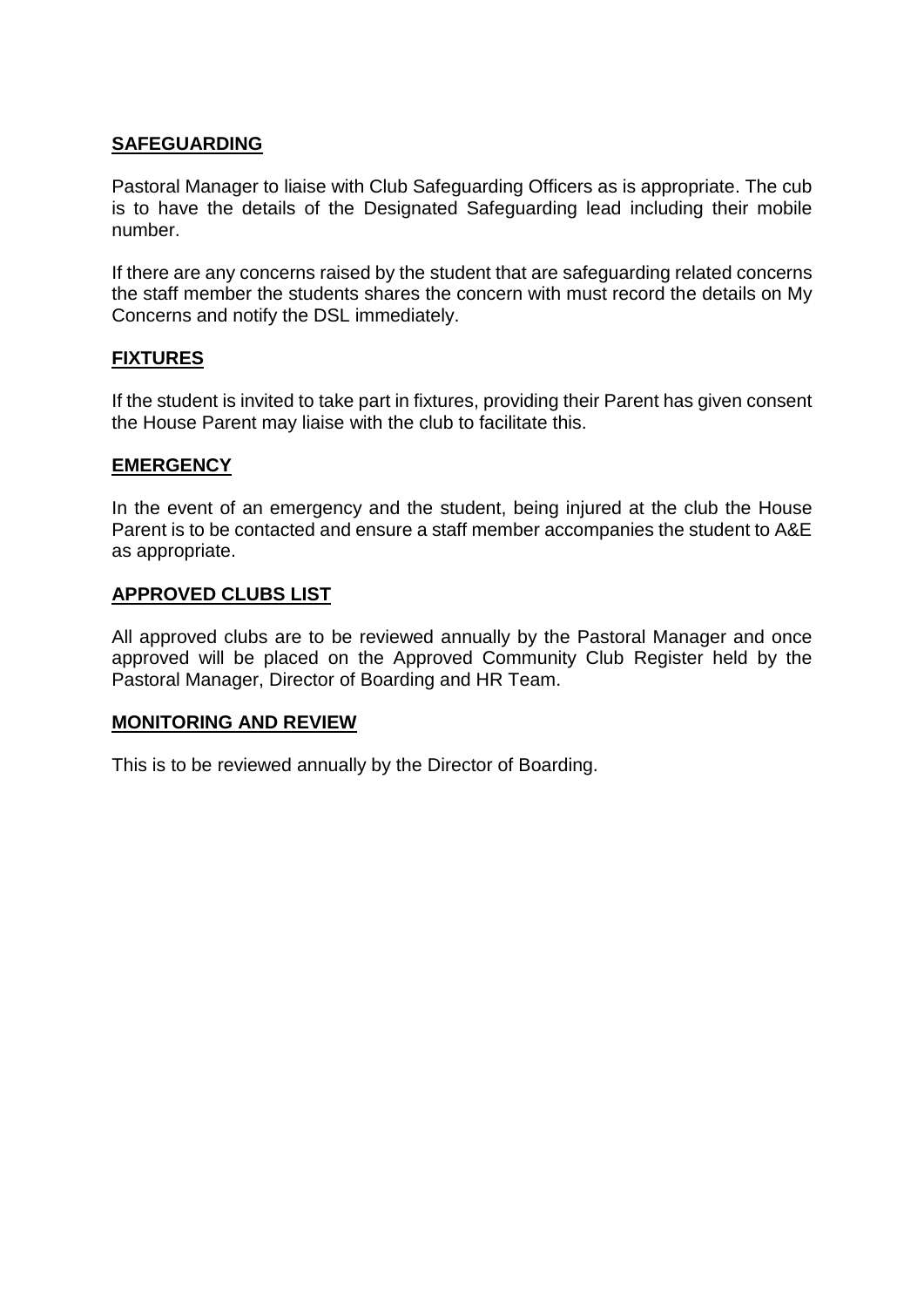## SAFEGUARDING

Pastoral Manager to liaise with Club Safeguarding Officers as is appropriate. The cub is to have the details of the Designated Safeguarding lead including their mobile number.

If there are any concerns raised by the student that are safeguarding related concerns the staff member the students shares the concern with must record the details on My Concerns and notify the DSL immediately.

## FIXTURES

If the student is invited to take part in fixtures, providing their Parent has given consent the House Parent may liaise with the club to facilitate this.

## EMERGENCY

In the event of an emergency and the student, being injured at the club the House Parent is to be contacted and ensure a staff member accompanies the student to A&E as appropriate.

## APPROVED CLUBS LIST

All approved clubs are to be reviewed annually by the Pastoral Manager and once approved will be placed on the Approved Community Club Register held by the Pastoral Manager, Director of Boarding and HR Team.

## MONITORING AND REVIEW

This is to be reviewed annually by the Director of Boarding.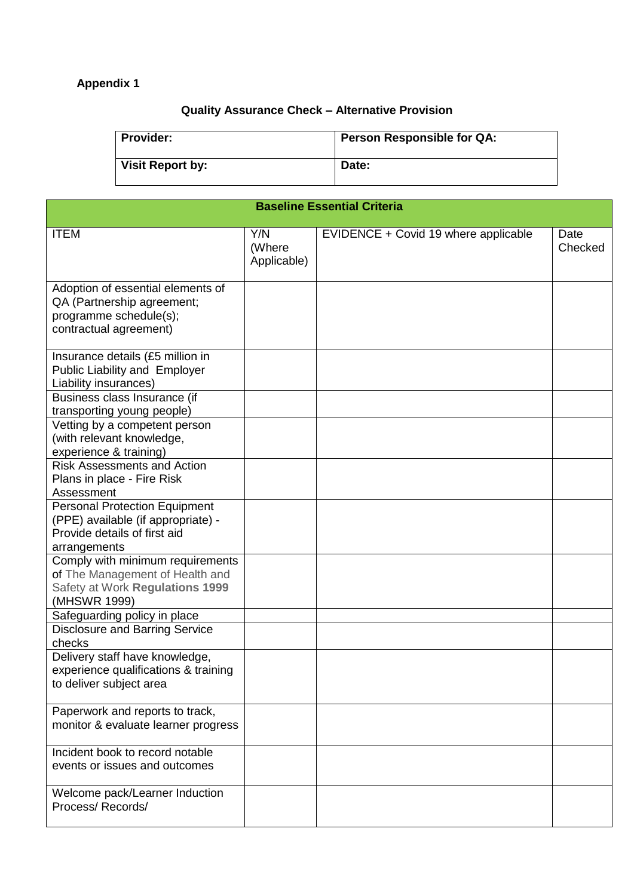**Appendix 1**

**Quality Assurance Check – Alternative Provision**

| **Provider:** | **Person Responsible for QA:** |
|---|---|
| **Visit Report by:** | **Date:** |

| **Baseline Essential Criteria** | | | |
|---|---|---|---|
| ITEM | Y/N (Where Applicable) | EVIDENCE + Covid 19 where applicable | Date Checked |
| Adoption of essential elements of QA (Partnership agreement; programme schedule(s); contractual agreement) | | | |
| Insurance details (£5 million in Public Liability and Employer Liability insurances) | | | |
| Business class Insurance (if transporting young people) | | | |
| Vetting by a competent person (with relevant knowledge, experience & training) | | | |
| Risk Assessments and Action Plans in place - Fire Risk Assessment | | | |
| Personal Protection Equipment (PPE) available (if appropriate) - Provide details of first aid arrangements | | | |
| Comply with minimum requirements of The Management of Health and Safety at Work **Regulations 1999** (MHSWR 1999) | | | |
| Safeguarding policy in place | | | |
| Disclosure and Barring Service checks | | | |
| Delivery staff have knowledge, experience qualifications & training to deliver subject area | | | |
| Paperwork and reports to track, monitor & evaluate learner progress | | | |
| Incident book to record notable events or issues and outcomes | | | |
| Welcome pack/Learner Induction Process/ Records/ | | | |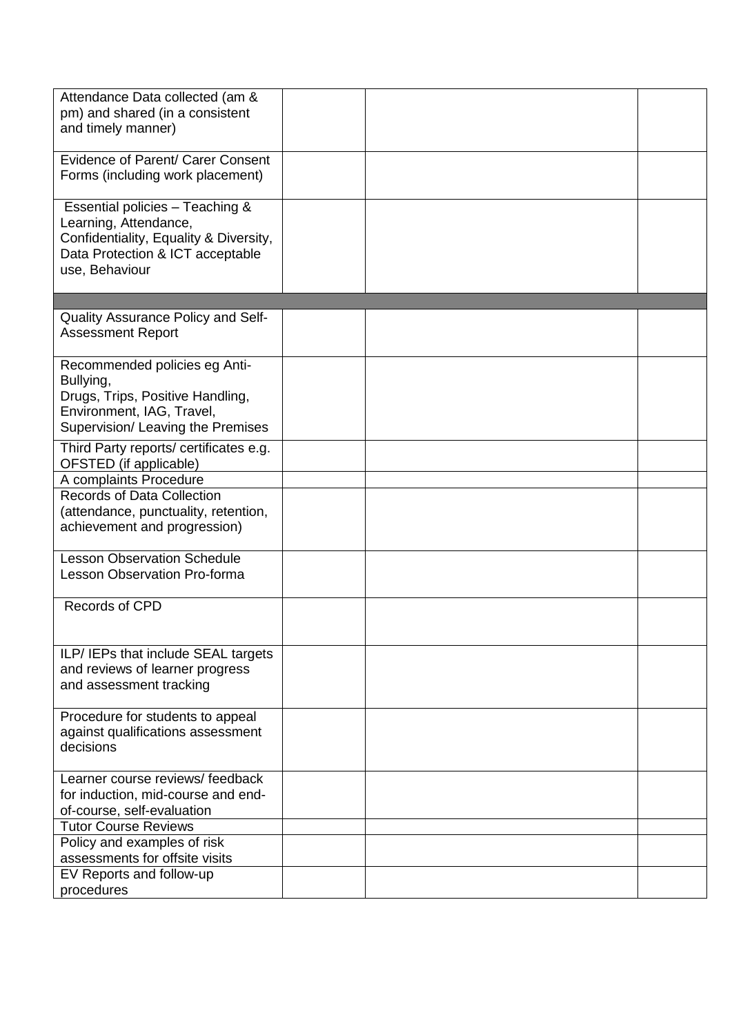| | | | |
|---|---|---|---|
| Attendance Data collected (am & pm) and shared (in a consistent and timely manner) | | | |
| Evidence of Parent/ Carer Consent Forms (including work placement) | | | |
| Essential policies – Teaching & Learning, Attendance, Confidentiality, Equality & Diversity, Data Protection & ICT acceptable use, Behaviour | | | |
| | | | |
| Quality Assurance Policy and Self-Assessment Report | | | |
| Recommended policies eg Anti-Bullying, Drugs, Trips, Positive Handling, Environment, IAG, Travel, Supervision/ Leaving the Premises | | | |
| Third Party reports/ certificates e.g. OFSTED (if applicable) | | | |
| A complaints Procedure | | | |
| Records of Data Collection (attendance, punctuality, retention, achievement and progression) | | | |
| Lesson Observation Schedule Lesson Observation Pro-forma | | | |
| Records of CPD | | | |
| ILP/ IEPs that include SEAL targets and reviews of learner progress and assessment tracking | | | |
| Procedure for students to appeal against qualifications assessment decisions | | | |
| Learner course reviews/ feedback for induction, mid-course and end-of-course, self-evaluation | | | |
| Tutor Course Reviews | | | |
| Policy and examples of risk assessments for offsite visits | | | |
| EV Reports and follow-up procedures | | | |